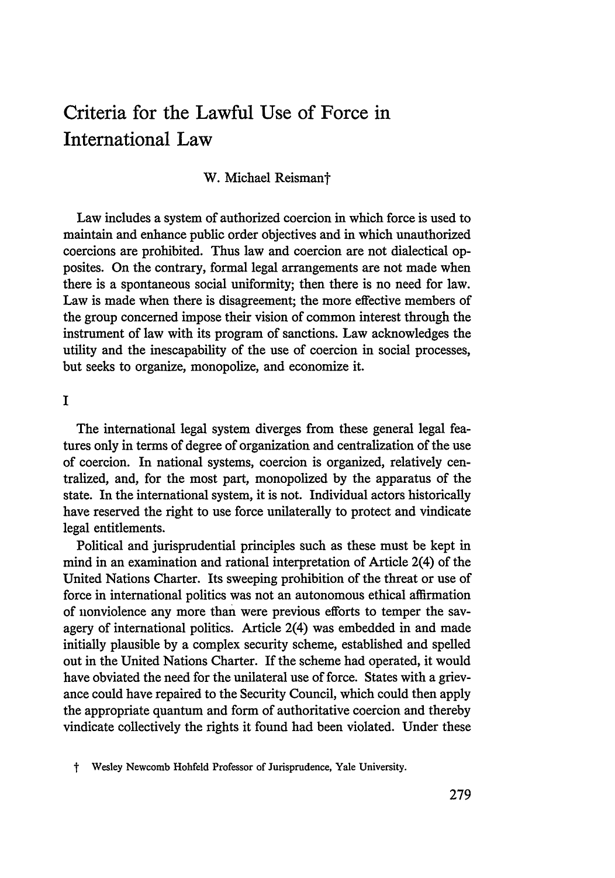# Criteria for the Lawful Use of Force in International Law

W. Michael Reisman†

Law includes a system of authorized coercion in which force is used to maintain and enhance public order objectives and in which unauthorized coercions are prohibited. Thus law and coercion are not dialectical opposites. On the contrary, formal legal arrangements are not made when there is a spontaneous social uniformity; then there is no need for law. Law is made when there is disagreement; the more effective members of the group concerned impose their vision of common interest through the instrument of law with its program of sanctions. Law acknowledges the utility and the inescapability of the use of coercion in social processes, but seeks to organize, monopolize, and economize it.

## I

The international legal system diverges from these general legal features only in terms of degree of organization and centralization of the use of coercion. In national systems, coercion is organized, relatively centralized, and, for the most part, monopolized by the apparatus of the state. In the international system, it is not. Individual actors historically have reserved the right to use force unilaterally to protect and vindicate legal entitlements.

Political and jurisprudential principles such as these must be kept in mind in an examination and rational interpretation of Article 2(4) of the United Nations Charter. Its sweeping prohibition of the threat or use of force in international politics was not an autonomous ethical affirmation of nonviolence any more than were previous efforts to temper the savagery of international politics. Article 2(4) was embedded in and made initially plausible by a complex security scheme, established and spelled out in the United Nations Charter. If the scheme had operated, it would have obviated the need for the unilateral use of force. States with a grievance could have repaired to the Security Council, which could then apply the appropriate quantum and form of authoritative coercion and thereby vindicate collectively the rights it found had been violated. Under these

† Wesley Newcomb Hohfeld Professor of Jurisprudence, Yale University.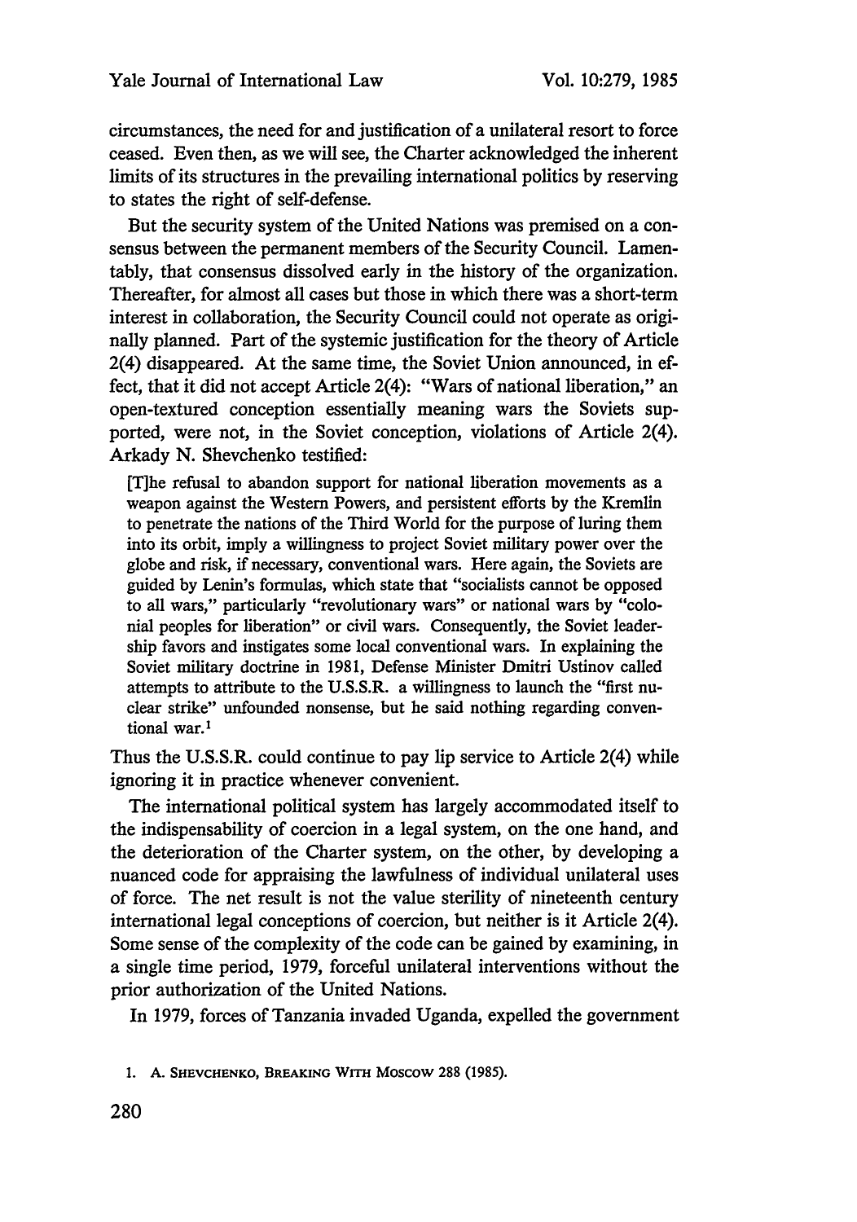circumstances, the need for and justification of a unilateral resort to force ceased. Even then, as we will see, the Charter acknowledged the inherent limits of its structures in the prevailing international politics by reserving to states the right of self-defense.

But the security system of the United Nations was premised on a consensus between the permanent members of the Security Council. Lamentably, that consensus dissolved early in the history of the organization. Thereafter, for almost all cases but those in which there was a short-term interest in collaboration, the Security Council could not operate as originally planned. Part of the systemic justification for the theory of Article 2(4) disappeared. At the same time, the Soviet Union announced, in effect, that it did not accept Article 2(4): "Wars of national liberation," an open-textured conception essentially meaning wars the Soviets supported, were not, in the Soviet conception, violations of Article 2(4). Arkady N. Shevchenko testified:

> [T]he refusal to abandon support for national liberation movements as a weapon against the Western Powers, and persistent efforts by the Kremlin to penetrate the nations of the Third World for the purpose of luring them into its orbit, imply a willingness to project Soviet military power over the globe and risk, if necessary, conventional wars. Here again, the Soviets are guided by Lenin's formulas, which state that "socialists cannot be opposed to all wars," particularly "revolutionary wars" or national wars by "colonial peoples for liberation" or civil wars. Consequently, the Soviet leadership favors and instigates some local conventional wars. In explaining the Soviet military doctrine in 1981, Defense Minister Dmitri Ustinov called attempts to attribute to the U.S.S.R. a willingness to launch the "first nuclear strike" unfounded nonsense, but he said nothing regarding conventional war.[1]

Thus the U.S.S.R. could continue to pay lip service to Article 2(4) while ignoring it in practice whenever convenient.

The international political system has largely accommodated itself to the indispensability of coercion in a legal system, on the one hand, and the deterioration of the Charter system, on the other, by developing a nuanced code for appraising the lawfulness of individual unilateral uses of force. The net result is not the value sterility of nineteenth century international legal conceptions of coercion, but neither is it Article 2(4). Some sense of the complexity of the code can be gained by examining, in a single time period, 1979, forceful unilateral interventions without the prior authorization of the United Nations.

In 1979, forces of Tanzania invaded Uganda, expelled the government

1. A. SHEVCHENKO, BREAKING WITH MOSCOW 288 (1985).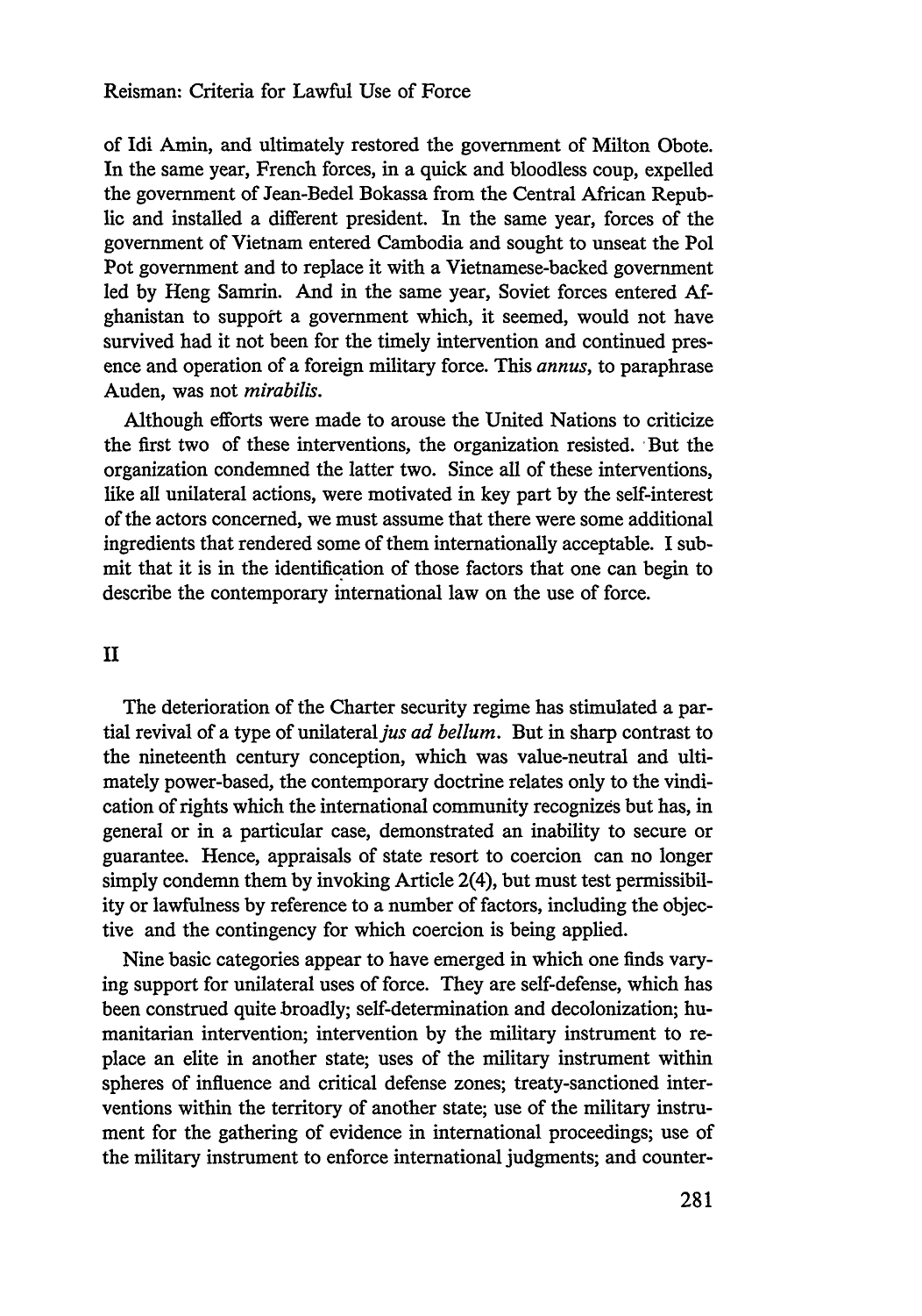of Idi Amin, and ultimately restored the government of Milton Obote. In the same year, French forces, in a quick and bloodless coup, expelled the government of Jean-Bedel Bokassa from the Central African Republic and installed a different president. In the same year, forces of the government of Vietnam entered Cambodia and sought to unseat the Pol Pot government and to replace it with a Vietnamese-backed government led by Heng Samrin. And in the same year, Soviet forces entered Afghanistan to support a government which, it seemed, would not have survived had it not been for the timely intervention and continued presence and operation of a foreign military force. This *annus*, to paraphrase Auden, was not *mirabilis*.

Although efforts were made to arouse the United Nations to criticize the first two of these interventions, the organization resisted. But the organization condemned the latter two. Since all of these interventions, like all unilateral actions, were motivated in key part by the self-interest of the actors concerned, we must assume that there were some additional ingredients that rendered some of them internationally acceptable. I submit that it is in the identification of those factors that one can begin to describe the contemporary international law on the use of force.

## II

The deterioration of the Charter security regime has stimulated a partial revival of a type of unilateral *jus ad bellum*. But in sharp contrast to the nineteenth century conception, which was value-neutral and ultimately power-based, the contemporary doctrine relates only to the vindication of rights which the international community recognizes but has, in general or in a particular case, demonstrated an inability to secure or guarantee. Hence, appraisals of state resort to coercion can no longer simply condemn them by invoking Article 2(4), but must test permissibility or lawfulness by reference to a number of factors, including the objective and the contingency for which coercion is being applied.

Nine basic categories appear to have emerged in which one finds varying support for unilateral uses of force. They are self-defense, which has been construed quite broadly; self-determination and decolonization; humanitarian intervention; intervention by the military instrument to replace an elite in another state; uses of the military instrument within spheres of influence and critical defense zones; treaty-sanctioned interventions within the territory of another state; use of the military instrument for the gathering of evidence in international proceedings; use of the military instrument to enforce international judgments; and counter-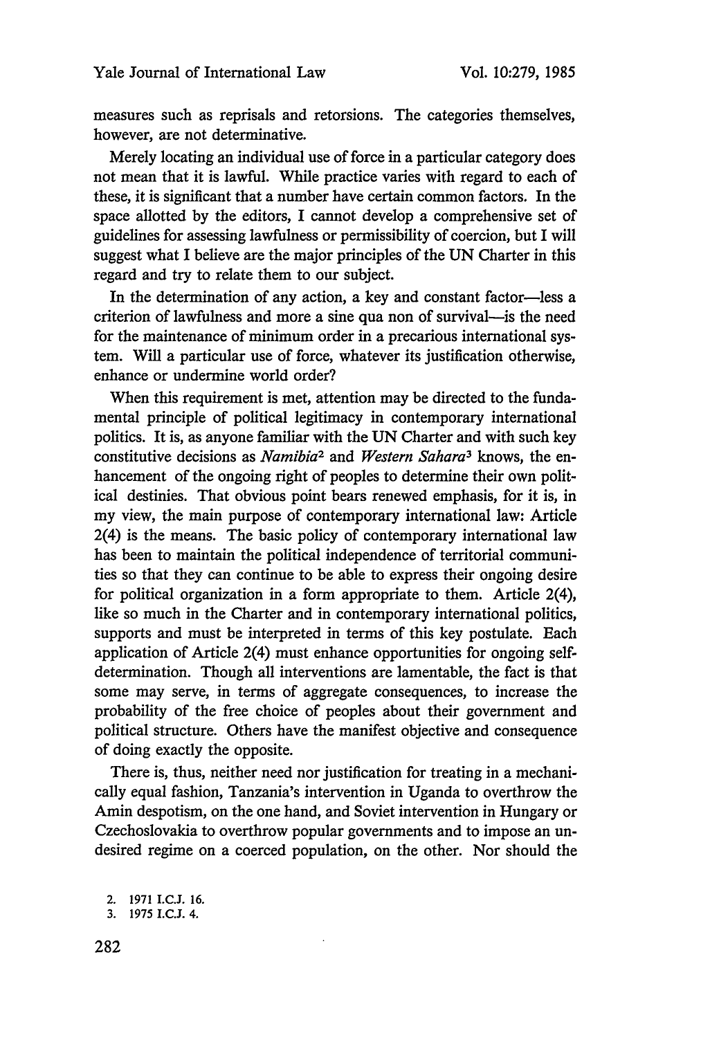measures such as reprisals and retorsions. The categories themselves, however, are not determinative.

Merely locating an individual use of force in a particular category does not mean that it is lawful. While practice varies with regard to each of these, it is significant that a number have certain common factors. In the space allotted by the editors, I cannot develop a comprehensive set of guidelines for assessing lawfulness or permissibility of coercion, but I will suggest what I believe are the major principles of the UN Charter in this regard and try to relate them to our subject.

In the determination of any action, a key and constant factor—less a criterion of lawfulness and more a sine qua non of survival—is the need for the maintenance of minimum order in a precarious international system. Will a particular use of force, whatever its justification otherwise, enhance or undermine world order?

When this requirement is met, attention may be directed to the fundamental principle of political legitimacy in contemporary international politics. It is, as anyone familiar with the UN Charter and with such key constitutive decisions as *Namibia*[2] and *Western Sahara*[3] knows, the enhancement of the ongoing right of peoples to determine their own political destinies. That obvious point bears renewed emphasis, for it is, in my view, the main purpose of contemporary international law: Article 2(4) is the means. The basic policy of contemporary international law has been to maintain the political independence of territorial communities so that they can continue to be able to express their ongoing desire for political organization in a form appropriate to them. Article 2(4), like so much in the Charter and in contemporary international politics, supports and must be interpreted in terms of this key postulate. Each application of Article 2(4) must enhance opportunities for ongoing self-determination. Though all interventions are lamentable, the fact is that some may serve, in terms of aggregate consequences, to increase the probability of the free choice of peoples about their government and political structure. Others have the manifest objective and consequence of doing exactly the opposite.

There is, thus, neither need nor justification for treating in a mechanically equal fashion, Tanzania's intervention in Uganda to overthrow the Amin despotism, on the one hand, and Soviet intervention in Hungary or Czechoslovakia to overthrow popular governments and to impose an undesired regime on a coerced population, on the other. Nor should the

2. 1971 I.C.J. 16.
3. 1975 I.C.J. 4.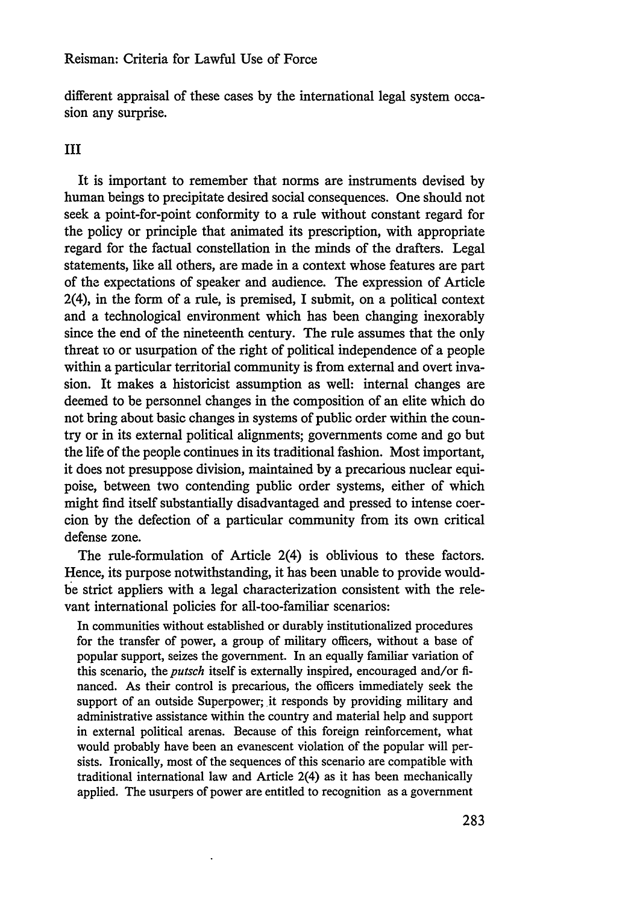different appraisal of these cases by the international legal system occasion any surprise.

## III

It is important to remember that norms are instruments devised by human beings to precipitate desired social consequences. One should not seek a point-for-point conformity to a rule without constant regard for the policy or principle that animated its prescription, with appropriate regard for the factual constellation in the minds of the drafters. Legal statements, like all others, are made in a context whose features are part of the expectations of speaker and audience. The expression of Article 2(4), in the form of a rule, is premised, I submit, on a political context and a technological environment which has been changing inexorably since the end of the nineteenth century. The rule assumes that the only threat to or usurpation of the right of political independence of a people within a particular territorial community is from external and overt invasion. It makes a historicist assumption as well: internal changes are deemed to be personnel changes in the composition of an elite which do not bring about basic changes in systems of public order within the country or in its external political alignments; governments come and go but the life of the people continues in its traditional fashion. Most important, it does not presuppose division, maintained by a precarious nuclear equipoise, between two contending public order systems, either of which might find itself substantially disadvantaged and pressed to intense coercion by the defection of a particular community from its own critical defense zone.

The rule-formulation of Article 2(4) is oblivious to these factors. Hence, its purpose notwithstanding, it has been unable to provide would-be strict appliers with a legal characterization consistent with the relevant international policies for all-too-familiar scenarios:

> In communities without established or durably institutionalized procedures for the transfer of power, a group of military officers, without a base of popular support, seizes the government. In an equally familiar variation of this scenario, the *putsch* itself is externally inspired, encouraged and/or financed. As their control is precarious, the officers immediately seek the support of an outside Superpower; it responds by providing military and administrative assistance within the country and material help and support in external political arenas. Because of this foreign reinforcement, what would probably have been an evanescent violation of the popular will persists. Ironically, most of the sequences of this scenario are compatible with traditional international law and Article 2(4) as it has been mechanically applied. The usurpers of power are entitled to recognition as a government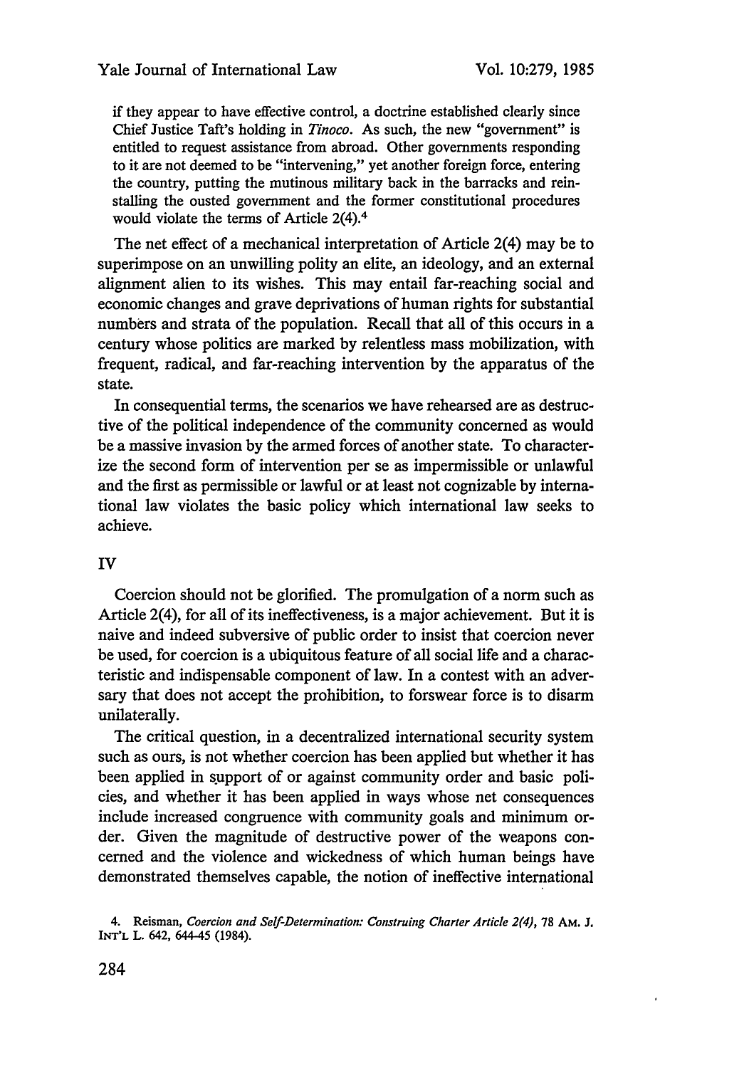if they appear to have effective control, a doctrine established clearly since Chief Justice Taft's holding in *Tinoco*. As such, the new "government" is entitled to request assistance from abroad. Other governments responding to it are not deemed to be "intervening," yet another foreign force, entering the country, putting the mutinous military back in the barracks and reinstalling the ousted government and the former constitutional procedures would violate the terms of Article 2(4).[4]

The net effect of a mechanical interpretation of Article 2(4) may be to superimpose on an unwilling polity an elite, an ideology, and an external alignment alien to its wishes. This may entail far-reaching social and economic changes and grave deprivations of human rights for substantial numbers and strata of the population. Recall that all of this occurs in a century whose politics are marked by relentless mass mobilization, with frequent, radical, and far-reaching intervention by the apparatus of the state.

In consequential terms, the scenarios we have rehearsed are as destructive of the political independence of the community concerned as would be a massive invasion by the armed forces of another state. To characterize the second form of intervention per se as impermissible or unlawful and the first as permissible or lawful or at least not cognizable by international law violates the basic policy which international law seeks to achieve.

## IV

Coercion should not be glorified. The promulgation of a norm such as Article 2(4), for all of its ineffectiveness, is a major achievement. But it is naive and indeed subversive of public order to insist that coercion never be used, for coercion is a ubiquitous feature of all social life and a characteristic and indispensable component of law. In a contest with an adversary that does not accept the prohibition, to forswear force is to disarm unilaterally.

The critical question, in a decentralized international security system such as ours, is not whether coercion has been applied but whether it has been applied in support of or against community order and basic policies, and whether it has been applied in ways whose net consequences include increased congruence with community goals and minimum order. Given the magnitude of destructive power of the weapons concerned and the violence and wickedness of which human beings have demonstrated themselves capable, the notion of ineffective international

4. Reisman, *Coercion and Self-Determination: Construing Charter Article 2(4)*, 78 AM. J. INT'L L. 642, 644-45 (1984).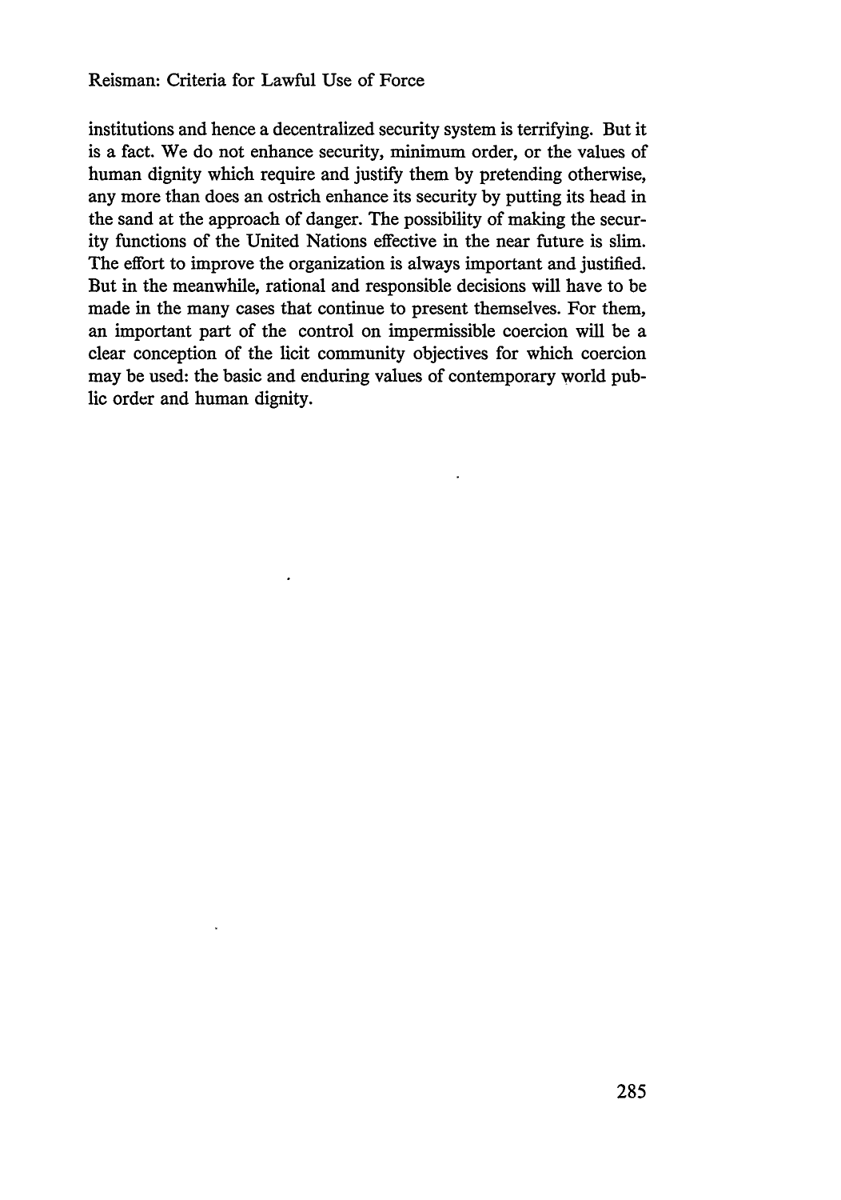institutions and hence a decentralized security system is terrifying. But it is a fact. We do not enhance security, minimum order, or the values of human dignity which require and justify them by pretending otherwise, any more than does an ostrich enhance its security by putting its head in the sand at the approach of danger. The possibility of making the security functions of the United Nations effective in the near future is slim. The effort to improve the organization is always important and justified. But in the meanwhile, rational and responsible decisions will have to be made in the many cases that continue to present themselves. For them, an important part of the control on impermissible coercion will be a clear conception of the licit community objectives for which coercion may be used: the basic and enduring values of contemporary world public order and human dignity.